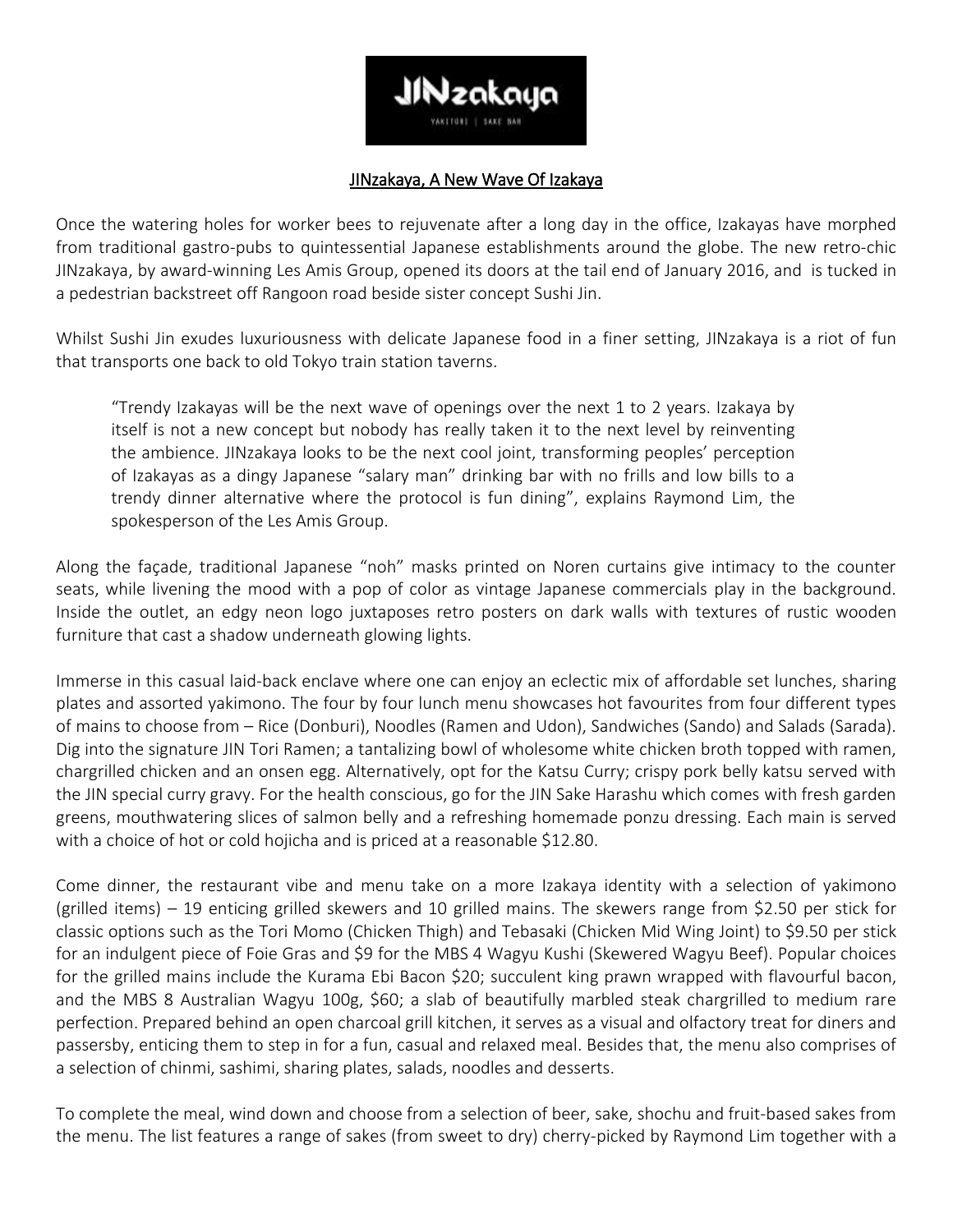JINzakaya

YAKITORI | SAKE BAR

# JINzakaya, A New Wave Of Izakaya

Once the watering holes for worker bees to rejuvenate after a long day in the office, Izakayas have morphed from traditional gastro-pubs to quintessential Japanese establishments around the globe. The new retro-chic JINzakaya, by award-winning Les Amis Group, opened its doors at the tail end of January 2016, and is tucked in a pedestrian backstreet off Rangoon road beside sister concept Sushi Jin.

Whilst Sushi Jin exudes luxuriousness with delicate Japanese food in a finer setting, JINzakaya is a riot of fun that transports one back to old Tokyo train station taverns.

> "Trendy Izakayas will be the next wave of openings over the next 1 to 2 years. Izakaya by itself is not a new concept but nobody has really taken it to the next level by reinventing the ambience. JINzakaya looks to be the next cool joint, transforming peoples' perception of Izakayas as a dingy Japanese "salary man" drinking bar with no frills and low bills to a trendy dinner alternative where the protocol is fun dining", explains Raymond Lim, the spokesperson of the Les Amis Group.

Along the façade, traditional Japanese "noh" masks printed on Noren curtains give intimacy to the counter seats, while livening the mood with a pop of color as vintage Japanese commercials play in the background. Inside the outlet, an edgy neon logo juxtaposes retro posters on dark walls with textures of rustic wooden furniture that cast a shadow underneath glowing lights.

Immerse in this casual laid-back enclave where one can enjoy an eclectic mix of affordable set lunches, sharing plates and assorted yakimono. The four by four lunch menu showcases hot favourites from four different types of mains to choose from – Rice (Donburi), Noodles (Ramen and Udon), Sandwiches (Sando) and Salads (Sarada). Dig into the signature JIN Tori Ramen; a tantalizing bowl of wholesome white chicken broth topped with ramen, chargrilled chicken and an onsen egg. Alternatively, opt for the Katsu Curry; crispy pork belly katsu served with the JIN special curry gravy. For the health conscious, go for the JIN Sake Harashu which comes with fresh garden greens, mouthwatering slices of salmon belly and a refreshing homemade ponzu dressing. Each main is served with a choice of hot or cold hojicha and is priced at a reasonable $12.80.

Come dinner, the restaurant vibe and menu take on a more Izakaya identity with a selection of yakimono (grilled items) – 19 enticing grilled skewers and 10 grilled mains. The skewers range from $2.50 per stick for classic options such as the Tori Momo (Chicken Thigh) and Tebasaki (Chicken Mid Wing Joint) to $9.50 per stick for an indulgent piece of Foie Gras and $9 for the MBS 4 Wagyu Kushi (Skewered Wagyu Beef). Popular choices for the grilled mains include the Kurama Ebi Bacon $20; succulent king prawn wrapped with flavourful bacon, and the MBS 8 Australian Wagyu 100g, $60; a slab of beautifully marbled steak chargrilled to medium rare perfection. Prepared behind an open charcoal grill kitchen, it serves as a visual and olfactory treat for diners and passersby, enticing them to step in for a fun, casual and relaxed meal. Besides that, the menu also comprises of a selection of chinmi, sashimi, sharing plates, salads, noodles and desserts.

To complete the meal, wind down and choose from a selection of beer, sake, shochu and fruit-based sakes from the menu. The list features a range of sakes (from sweet to dry) cherry-picked by Raymond Lim together with a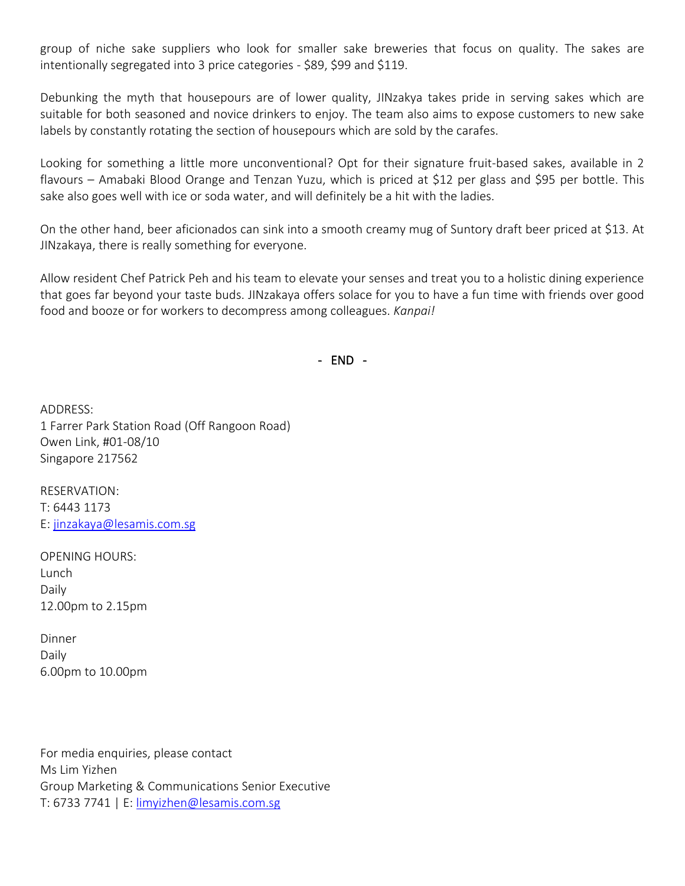group of niche sake suppliers who look for smaller sake breweries that focus on quality. The sakes are intentionally segregated into 3 price categories - $89, $99 and $119.

Debunking the myth that housepours are of lower quality, JINzakya takes pride in serving sakes which are suitable for both seasoned and novice drinkers to enjoy. The team also aims to expose customers to new sake labels by constantly rotating the section of housepours which are sold by the carafes.

Looking for something a little more unconventional? Opt for their signature fruit-based sakes, available in 2 flavours – Amabaki Blood Orange and Tenzan Yuzu, which is priced at $12 per glass and $95 per bottle. This sake also goes well with ice or soda water, and will definitely be a hit with the ladies.

On the other hand, beer aficionados can sink into a smooth creamy mug of Suntory draft beer priced at $13. At JINzakaya, there is really something for everyone.

Allow resident Chef Patrick Peh and his team to elevate your senses and treat you to a holistic dining experience that goes far beyond your taste buds. JINzakaya offers solace for you to have a fun time with friends over good food and booze or for workers to decompress among colleagues. *Kanpai!*

- END -

ADDRESS:
1 Farrer Park Station Road (Off Rangoon Road)
Owen Link, #01-08/10
Singapore 217562

RESERVATION:
T: 6443 1173
E: jinzakaya@lesamis.com.sg

OPENING HOURS:
Lunch
Daily
12.00pm to 2.15pm

Dinner
Daily
6.00pm to 10.00pm

For media enquiries, please contact
Ms Lim Yizhen
Group Marketing & Communications Senior Executive
T: 6733 7741 | E: limyizhen@lesamis.com.sg